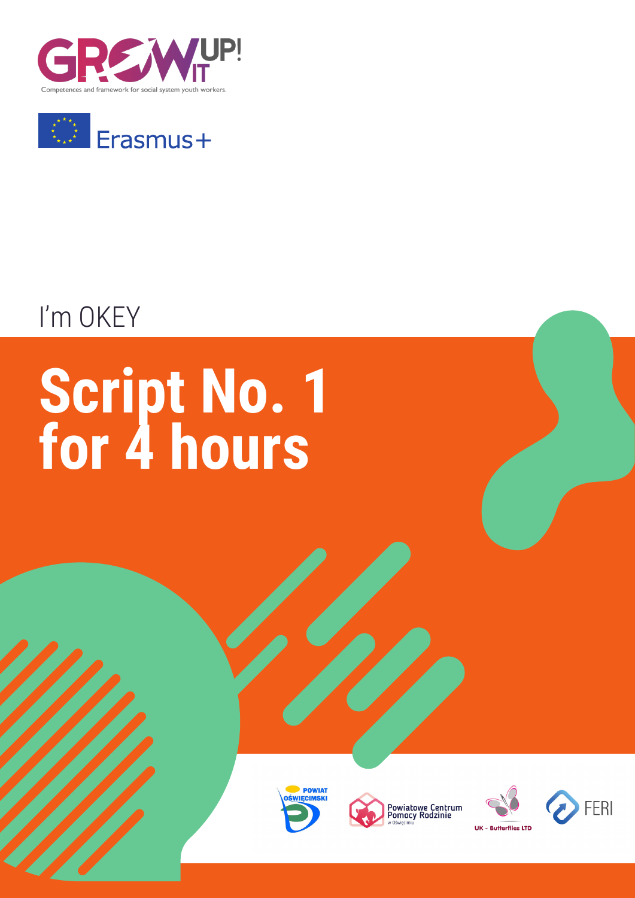GROW IT UP!

Competences and framework for social system youth workers.

Erasmus+

I'm OKEY

# Script No. 1 for 4 hours

POWIAT OŚWIĘCIMSKI

Powiatowe Centrum Pomocy Rodzinie w Oświęcimiu

UK - Butterflies LTD

FERI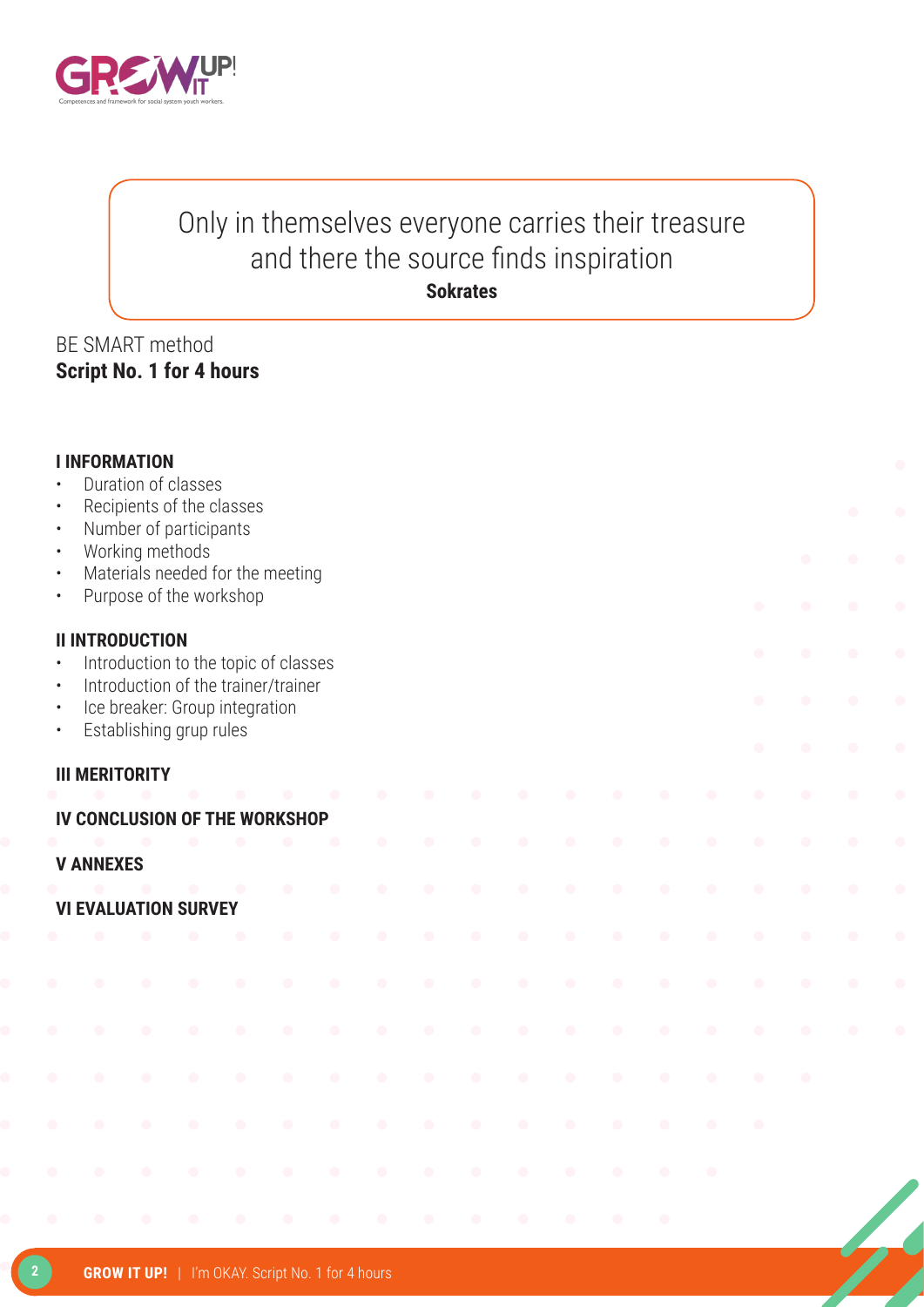> Only in themselves everyone carries their treasure
> and there the source finds inspiration
>
> **Sokrates**

BE SMART method

**Script No. 1 for 4 hours**

**I INFORMATION**
- Duration of classes
- Recipients of the classes
- Number of participants
- Working methods
- Materials needed for the meeting
- Purpose of the workshop

**II INTRODUCTION**
- Introduction to the topic of classes
- Introduction of the trainer/trainer
- Ice breaker: Group integration
- Establishing grup rules

**III MERITORITY**

**IV CONCLUSION OF THE WORKSHOP**

**V ANNEXES**

**VI EVALUATION SURVEY**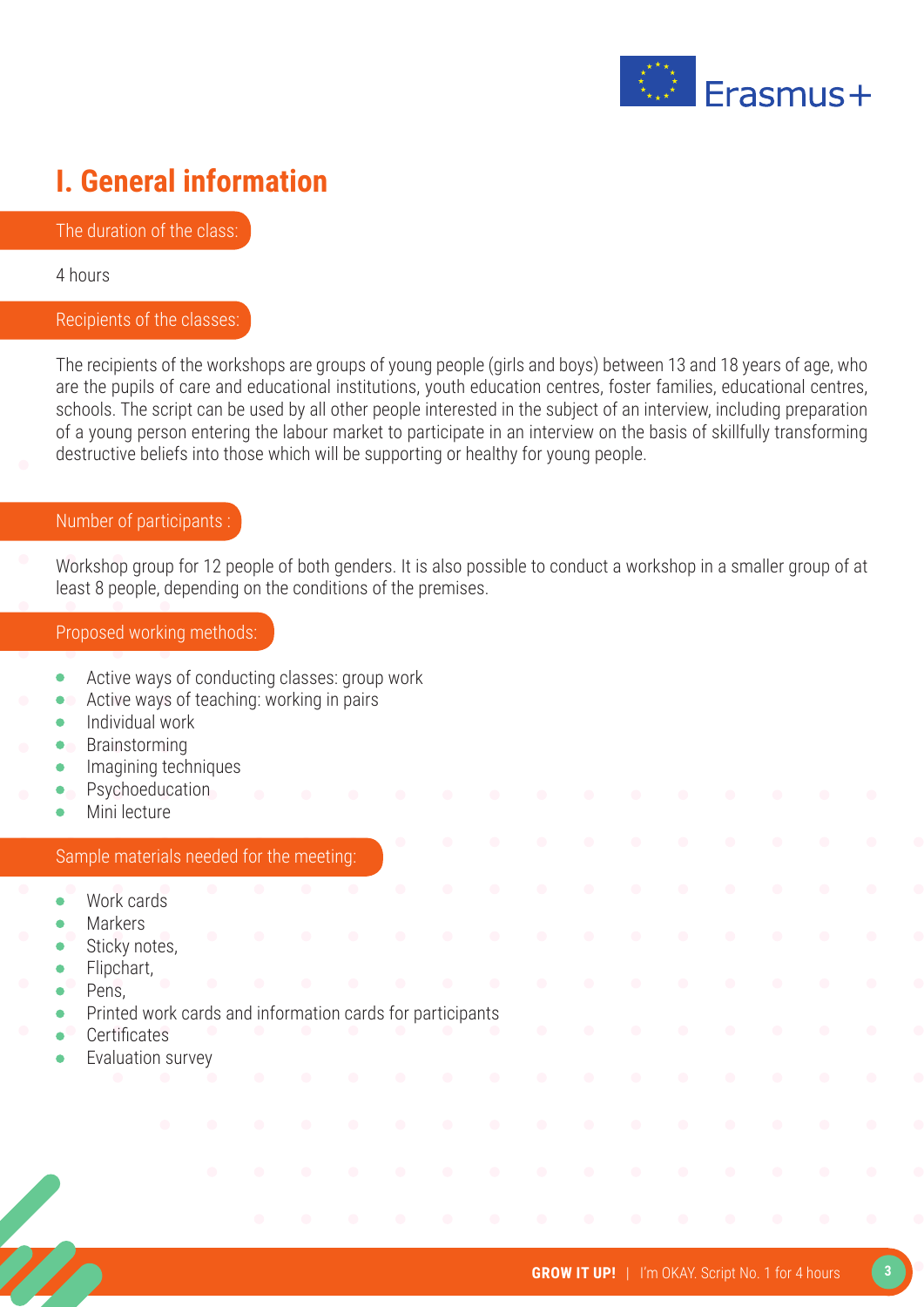# I. General information

## The duration of the class:

4 hours

## Recipients of the classes:

The recipients of the workshops are groups of young people (girls and boys) between 13 and 18 years of age, who are the pupils of care and educational institutions, youth education centres, foster families, educational centres, schools. The script can be used by all other people interested in the subject of an interview, including preparation of a young person entering the labour market to participate in an interview on the basis of skillfully transforming destructive beliefs into those which will be supporting or healthy for young people.

## Number of participants :

Workshop group for 12 people of both genders. It is also possible to conduct a workshop in a smaller group of at least 8 people, depending on the conditions of the premises.

## Proposed working methods:

- Active ways of conducting classes: group work
- Active ways of teaching: working in pairs
- Individual work
- Brainstorming
- Imagining techniques
- Psychoeducation
- Mini lecture

## Sample materials needed for the meeting:

- Work cards
- Markers
- Sticky notes,
- Flipchart,
- Pens,
- Printed work cards and information cards for participants
- Certificates
- Evaluation survey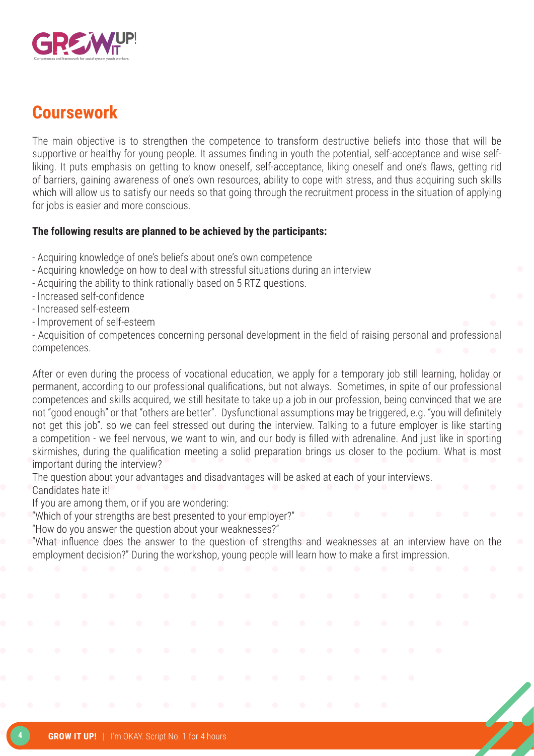## Coursework

The main objective is to strengthen the competence to transform destructive beliefs into those that will be supportive or healthy for young people. It assumes finding in youth the potential, self-acceptance and wise self-liking. It puts emphasis on getting to know oneself, self-acceptance, liking oneself and one's flaws, getting rid of barriers, gaining awareness of one's own resources, ability to cope with stress, and thus acquiring such skills which will allow us to satisfy our needs so that going through the recruitment process in the situation of applying for jobs is easier and more conscious.

**The following results are planned to be achieved by the participants:**

- Acquiring knowledge of one's beliefs about one's own competence
- Acquiring knowledge on how to deal with stressful situations during an interview
- Acquiring the ability to think rationally based on 5 RTZ questions.
- Increased self-confidence
- Increased self-esteem
- Improvement of self-esteem
- Acquisition of competences concerning personal development in the field of raising personal and professional competences.

After or even during the process of vocational education, we apply for a temporary job still learning, holiday or permanent, according to our professional qualifications, but not always. Sometimes, in spite of our professional competences and skills acquired, we still hesitate to take up a job in our profession, being convinced that we are not "good enough" or that "others are better". Dysfunctional assumptions may be triggered, e.g. "you will definitely not get this job". so we can feel stressed out during the interview. Talking to a future employer is like starting a competition - we feel nervous, we want to win, and our body is filled with adrenaline. And just like in sporting skirmishes, during the qualification meeting a solid preparation brings us closer to the podium. What is most important during the interview?

The question about your advantages and disadvantages will be asked at each of your interviews.

Candidates hate it!

If you are among them, or if you are wondering:

"Which of your strengths are best presented to your employer?"

"How do you answer the question about your weaknesses?"

"What influence does the answer to the question of strengths and weaknesses at an interview have on the employment decision?" During the workshop, young people will learn how to make a first impression.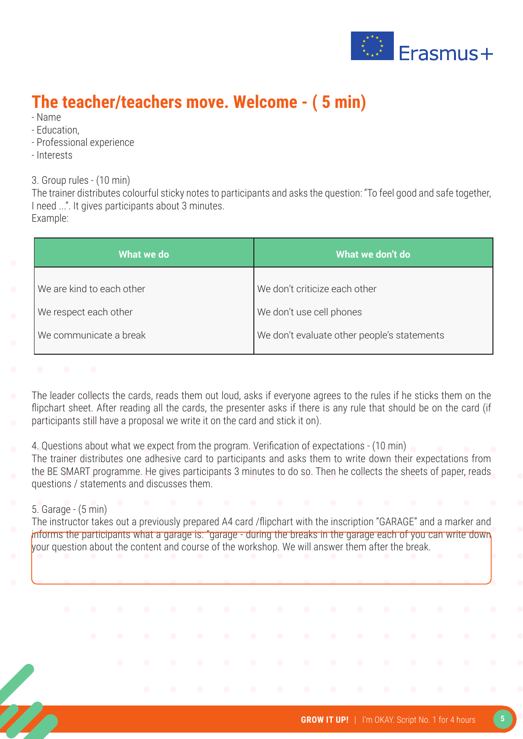## The teacher/teachers move. Welcome - ( 5 min)

- Name
- Education,
- Professional experience
- Interests

3. Group rules - (10 min)
The trainer distributes colourful sticky notes to participants and asks the question: "To feel good and safe together, I need ...". It gives participants about 3 minutes.
Example:

| What we do | What we don't do |
|---|---|
| We are kind to each other | We don't criticize each other |
| We respect each other | We don't use cell phones |
| We communicate a break | We don't evaluate other people's statements |

The leader collects the cards, reads them out loud, asks if everyone agrees to the rules if he sticks them on the flipchart sheet. After reading all the cards, the presenter asks if there is any rule that should be on the card (if participants still have a proposal we write it on the card and stick it on).

4. Questions about what we expect from the program. Verification of expectations - (10 min)
The trainer distributes one adhesive card to participants and asks them to write down their expectations from the BE SMART programme. He gives participants 3 minutes to do so. Then he collects the sheets of paper, reads questions / statements and discusses them.

5. Garage - (5 min)
The instructor takes out a previously prepared A4 card /flipchart with the inscription "GARAGE" and a marker and informs the participants what a garage is: "garage - during the breaks in the garage each of you can write down your question about the content and course of the workshop. We will answer them after the break.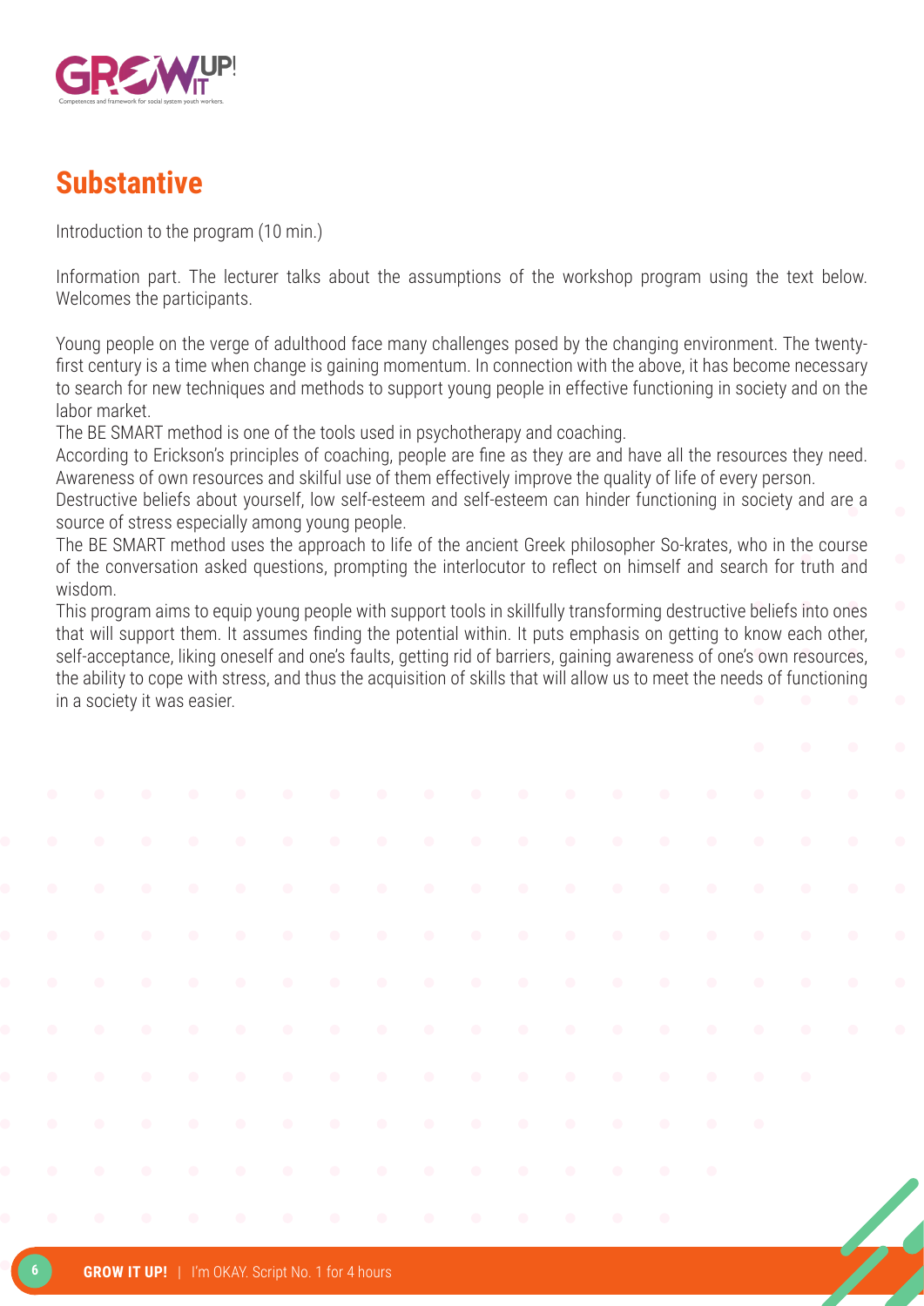## Substantive

Introduction to the program (10 min.)

Information part. The lecturer talks about the assumptions of the workshop program using the text below. Welcomes the participants.

Young people on the verge of adulthood face many challenges posed by the changing environment. The twenty-first century is a time when change is gaining momentum. In connection with the above, it has become necessary to search for new techniques and methods to support young people in effective functioning in society and on the labor market.
The BE SMART method is one of the tools used in psychotherapy and coaching.
According to Erickson's principles of coaching, people are fine as they are and have all the resources they need. Awareness of own resources and skilful use of them effectively improve the quality of life of every person.
Destructive beliefs about yourself, low self-esteem and self-esteem can hinder functioning in society and are a source of stress especially among young people.
The BE SMART method uses the approach to life of the ancient Greek philosopher So-krates, who in the course of the conversation asked questions, prompting the interlocutor to reflect on himself and search for truth and wisdom.
This program aims to equip young people with support tools in skillfully transforming destructive beliefs into ones that will support them. It assumes finding the potential within. It puts emphasis on getting to know each other, self-acceptance, liking oneself and one's faults, getting rid of barriers, gaining awareness of one's own resources, the ability to cope with stress, and thus the acquisition of skills that will allow us to meet the needs of functioning in a society it was easier.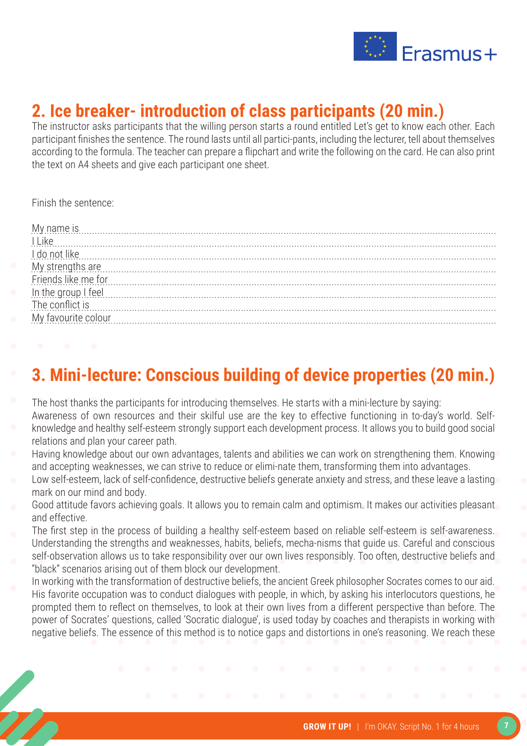## 2. Ice breaker- introduction of class participants (20 min.)

The instructor asks participants that the willing person starts a round entitled Let's get to know each other. Each participant finishes the sentence. The round lasts until all partici-pants, including the lecturer, tell about themselves according to the formula. The teacher can prepare a flipchart and write the following on the card. He can also print the text on A4 sheets and give each participant one sheet.

Finish the sentence:

My name is ......................................................................................................................................................
I Like ..............................................................................................................................................................
I do not like ....................................................................................................................................................
My strengths are ............................................................................................................................................
Friends like me for ..........................................................................................................................................
In the group I feel ...........................................................................................................................................
The conflict is ..................................................................................................................................................
My favourite colour ..........................................................................................................................................

## 3. Mini-lecture: Conscious building of device properties (20 min.)

The host thanks the participants for introducing themselves. He starts with a mini-lecture by saying:
Awareness of own resources and their skilful use are the key to effective functioning in to-day's world. Self-knowledge and healthy self-esteem strongly support each development process. It allows you to build good social relations and plan your career path.
Having knowledge about our own advantages, talents and abilities we can work on strengthening them. Knowing and accepting weaknesses, we can strive to reduce or elimi-nate them, transforming them into advantages.
Low self-esteem, lack of self-confidence, destructive beliefs generate anxiety and stress, and these leave a lasting mark on our mind and body.
Good attitude favors achieving goals. It allows you to remain calm and optimism. It makes our activities pleasant and effective.
The first step in the process of building a healthy self-esteem based on reliable self-esteem is self-awareness. Understanding the strengths and weaknesses, habits, beliefs, mecha-nisms that guide us. Careful and conscious self-observation allows us to take responsibility over our own lives responsibly. Too often, destructive beliefs and "black" scenarios arising out of them block our development.
In working with the transformation of destructive beliefs, the ancient Greek philosopher Socrates comes to our aid. His favorite occupation was to conduct dialogues with people, in which, by asking his interlocutors questions, he prompted them to reflect on themselves, to look at their own lives from a different perspective than before. The power of Socrates' questions, called 'Socratic dialogue', is used today by coaches and therapists in working with negative beliefs. The essence of this method is to notice gaps and distortions in one's reasoning. We reach these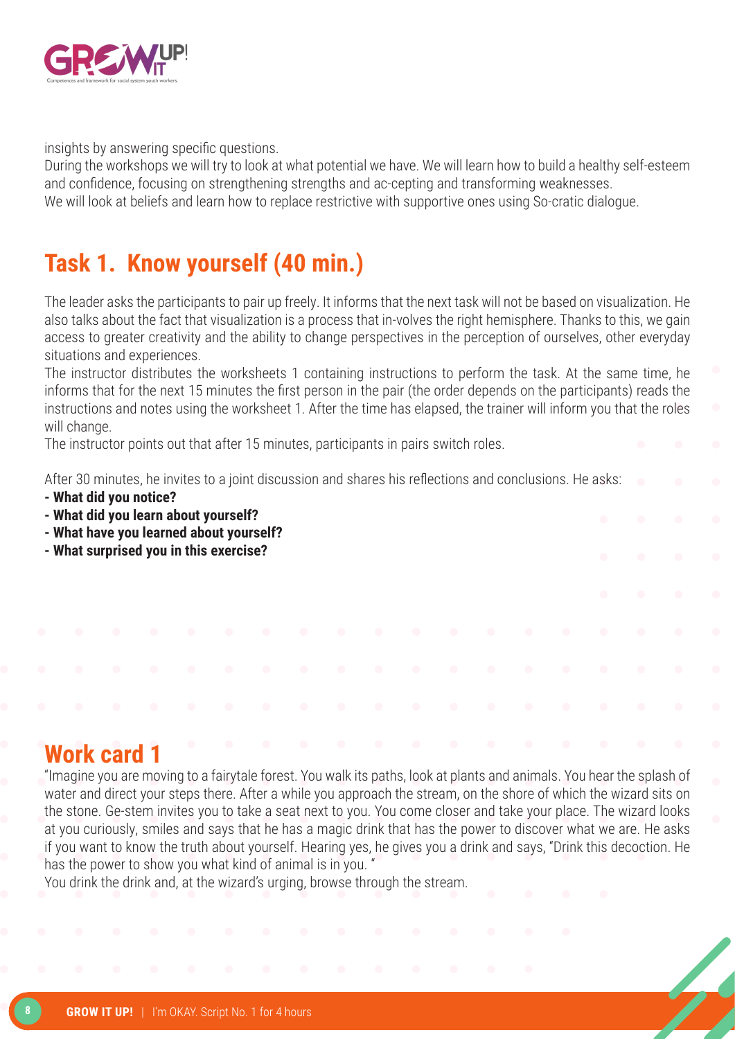insights by answering specific questions.

During the workshops we will try to look at what potential we have. We will learn how to build a healthy self-esteem and confidence, focusing on strengthening strengths and ac-cepting and transforming weaknesses.

We will look at beliefs and learn how to replace restrictive with supportive ones using So-cratic dialogue.

## Task 1. Know yourself (40 min.)

The leader asks the participants to pair up freely. It informs that the next task will not be based on visualization. He also talks about the fact that visualization is a process that in-volves the right hemisphere. Thanks to this, we gain access to greater creativity and the ability to change perspectives in the perception of ourselves, other everyday situations and experiences.

The instructor distributes the worksheets 1 containing instructions to perform the task. At the same time, he informs that for the next 15 minutes the first person in the pair (the order depends on the participants) reads the instructions and notes using the worksheet 1. After the time has elapsed, the trainer will inform you that the roles will change.

The instructor points out that after 15 minutes, participants in pairs switch roles.

After 30 minutes, he invites to a joint discussion and shares his reflections and conclusions. He asks:

- **What did you notice?**
- **What did you learn about yourself?**
- **What have you learned about yourself?**
- **What surprised you in this exercise?**

## Work card 1

"Imagine you are moving to a fairytale forest. You walk its paths, look at plants and animals. You hear the splash of water and direct your steps there. After a while you approach the stream, on the shore of which the wizard sits on the stone. Ge-stem invites you to take a seat next to you. You come closer and take your place. The wizard looks at you curiously, smiles and says that he has a magic drink that has the power to discover what we are. He asks if you want to know the truth about yourself. Hearing yes, he gives you a drink and says, "Drink this decoction. He has the power to show you what kind of animal is in you. "

You drink the drink and, at the wizard's urging, browse through the stream.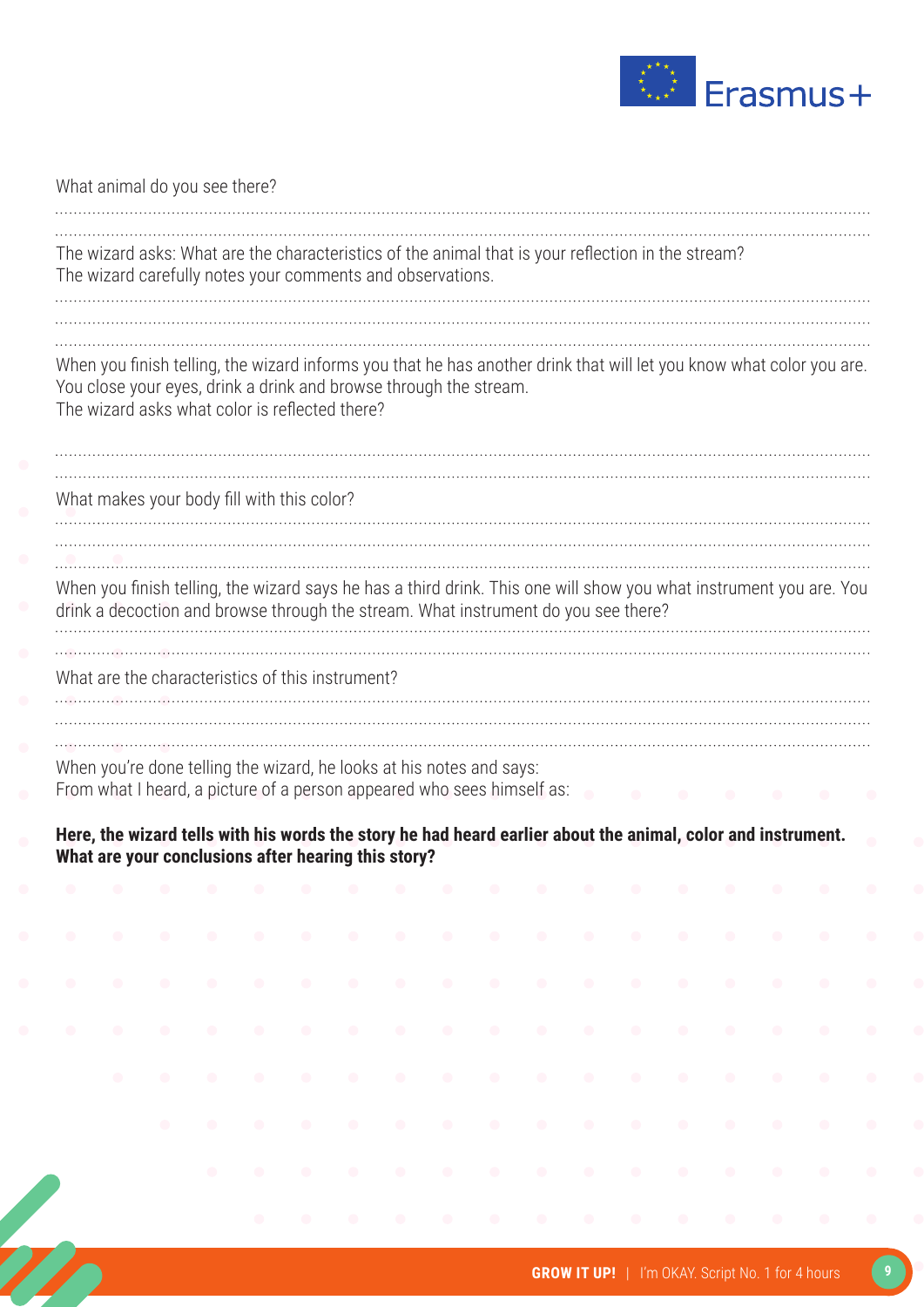What animal do you see there?

..........................................................................................................................................................................................

..........................................................................................................................................................................................

The wizard asks: What are the characteristics of the animal that is your reflection in the stream?
The wizard carefully notes your comments and observations.

..........................................................................................................................................................................................

..........................................................................................................................................................................................

..........................................................................................................................................................................................

When you finish telling, the wizard informs you that he has another drink that will let you know what color you are. You close your eyes, drink a drink and browse through the stream.
The wizard asks what color is reflected there?

..........................................................................................................................................................................................

..........................................................................................................................................................................................

What makes your body fill with this color?

..........................................................................................................................................................................................

..........................................................................................................................................................................................

..........................................................................................................................................................................................

When you finish telling, the wizard says he has a third drink. This one will show you what instrument you are. You drink a decoction and browse through the stream. What instrument do you see there?

..........................................................................................................................................................................................

..........................................................................................................................................................................................

What are the characteristics of this instrument?

..........................................................................................................................................................................................

..........................................................................................................................................................................................

..........................................................................................................................................................................................

When you're done telling the wizard, he looks at his notes and says:
From what I heard, a picture of a person appeared who sees himself as:

**Here, the wizard tells with his words the story he had heard earlier about the animal, color and instrument. What are your conclusions after hearing this story?**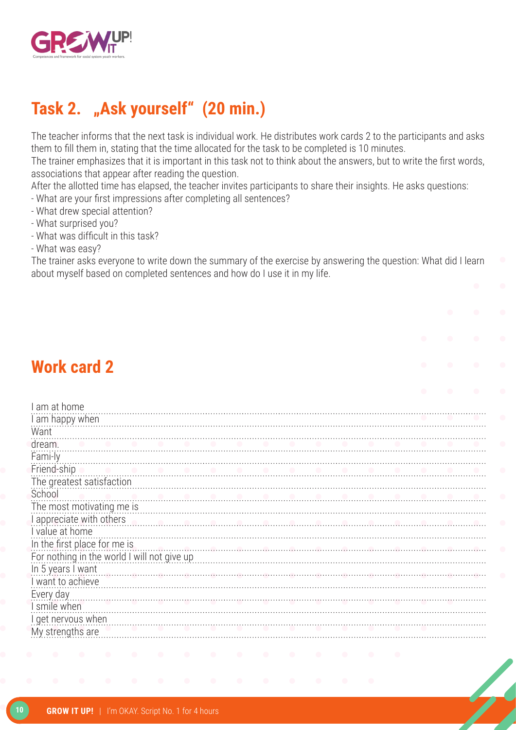## Task 2. „Ask yourself" (20 min.)

The teacher informs that the next task is individual work. He distributes work cards 2 to the participants and asks them to fill them in, stating that the time allocated for the task to be completed is 10 minutes.

The trainer emphasizes that it is important in this task not to think about the answers, but to write the first words, associations that appear after reading the question.

After the allotted time has elapsed, the teacher invites participants to share their insights. He asks questions:

- What are your first impressions after completing all sentences?
- What drew special attention?
- What surprised you?
- What was difficult in this task?
- What was easy?

The trainer asks everyone to write down the summary of the exercise by answering the question: What did I learn about myself based on completed sentences and how do I use it in my life.

## Work card 2

I am at home ........................................................................

I am happy when ........................................................................

Want ........................................................................

dream. ........................................................................

Fami-ly ........................................................................

Friend-ship ........................................................................

The greatest satisfaction ........................................................................

School ........................................................................

The most motivating me is ........................................................................

I appreciate with others ........................................................................

I value at home ........................................................................

In the first place for me is ........................................................................

For nothing in the world I will not give up ........................................................................

In 5 years I want ........................................................................

I want to achieve ........................................................................

Every day ........................................................................

I smile when ........................................................................

I get nervous when ........................................................................

My strengths are ........................................................................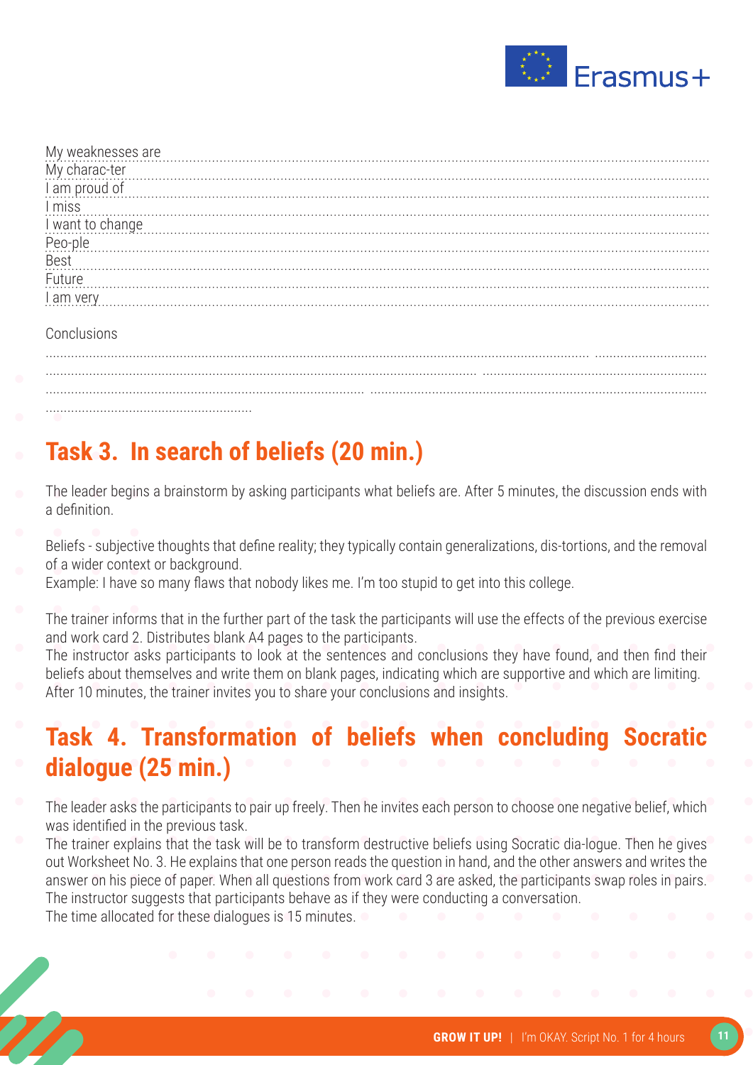My weaknesses are ..........................................................................................................................................................

My charac-ter ..........................................................................................................................................................

I am proud of ..........................................................................................................................................................

I miss ..........................................................................................................................................................

I want to change ..........................................................................................................................................................

Peo-ple ..........................................................................................................................................................

Best ..........................................................................................................................................................

Future ..........................................................................................................................................................

I am very ..........................................................................................................................................................

Conclusions

..........................................................................................................................................................

..........................................................................................................................................................

..........................................................................................................................................................

.........................................................

## Task 3. In search of beliefs (20 min.)

The leader begins a brainstorm by asking participants what beliefs are. After 5 minutes, the discussion ends with a definition.

Beliefs - subjective thoughts that define reality; they typically contain generalizations, dis-tortions, and the removal of a wider context or background.
Example: I have so many flaws that nobody likes me. I'm too stupid to get into this college.

The trainer informs that in the further part of the task the participants will use the effects of the previous exercise and work card 2. Distributes blank A4 pages to the participants.
The instructor asks participants to look at the sentences and conclusions they have found, and then find their beliefs about themselves and write them on blank pages, indicating which are supportive and which are limiting. After 10 minutes, the trainer invites you to share your conclusions and insights.

## Task 4. Transformation of beliefs when concluding Socratic dialogue (25 min.)

The leader asks the participants to pair up freely. Then he invites each person to choose one negative belief, which was identified in the previous task.
The trainer explains that the task will be to transform destructive beliefs using Socratic dia-logue. Then he gives out Worksheet No. 3. He explains that one person reads the question in hand, and the other answers and writes the answer on his piece of paper. When all questions from work card 3 are asked, the participants swap roles in pairs. The instructor suggests that participants behave as if they were conducting a conversation.
The time allocated for these dialogues is 15 minutes.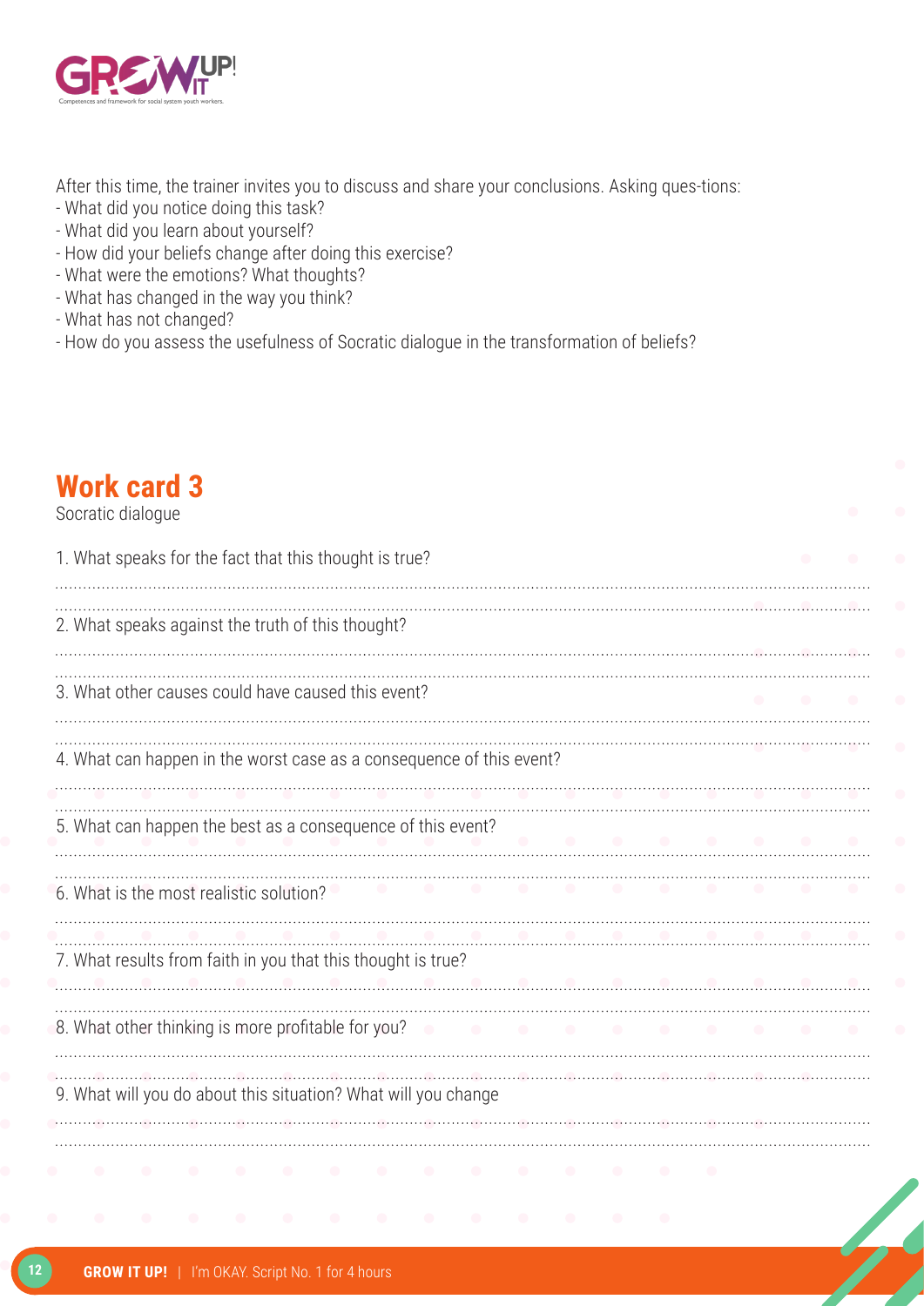After this time, the trainer invites you to discuss and share your conclusions. Asking ques-tions:
- What did you notice doing this task?
- What did you learn about yourself?
- How did your beliefs change after doing this exercise?
- What were the emotions? What thoughts?
- What has changed in the way you think?
- What has not changed?
- How do you assess the usefulness of Socratic dialogue in the transformation of beliefs?

## Work card 3

Socratic dialogue

1. What speaks for the fact that this thought is true?

..........................................................................................................................................................................

..........................................................................................................................................................................

2. What speaks against the truth of this thought?

..........................................................................................................................................................................

..........................................................................................................................................................................

3. What other causes could have caused this event?

..........................................................................................................................................................................

..........................................................................................................................................................................

4. What can happen in the worst case as a consequence of this event?

..........................................................................................................................................................................

..........................................................................................................................................................................

5. What can happen the best as a consequence of this event?

..........................................................................................................................................................................

..........................................................................................................................................................................

6. What is the most realistic solution?

..........................................................................................................................................................................

..........................................................................................................................................................................

7. What results from faith in you that this thought is true?

..........................................................................................................................................................................

..........................................................................................................................................................................

8. What other thinking is more profitable for you?

..........................................................................................................................................................................

..........................................................................................................................................................................

9. What will you do about this situation? What will you change

..........................................................................................................................................................................

..........................................................................................................................................................................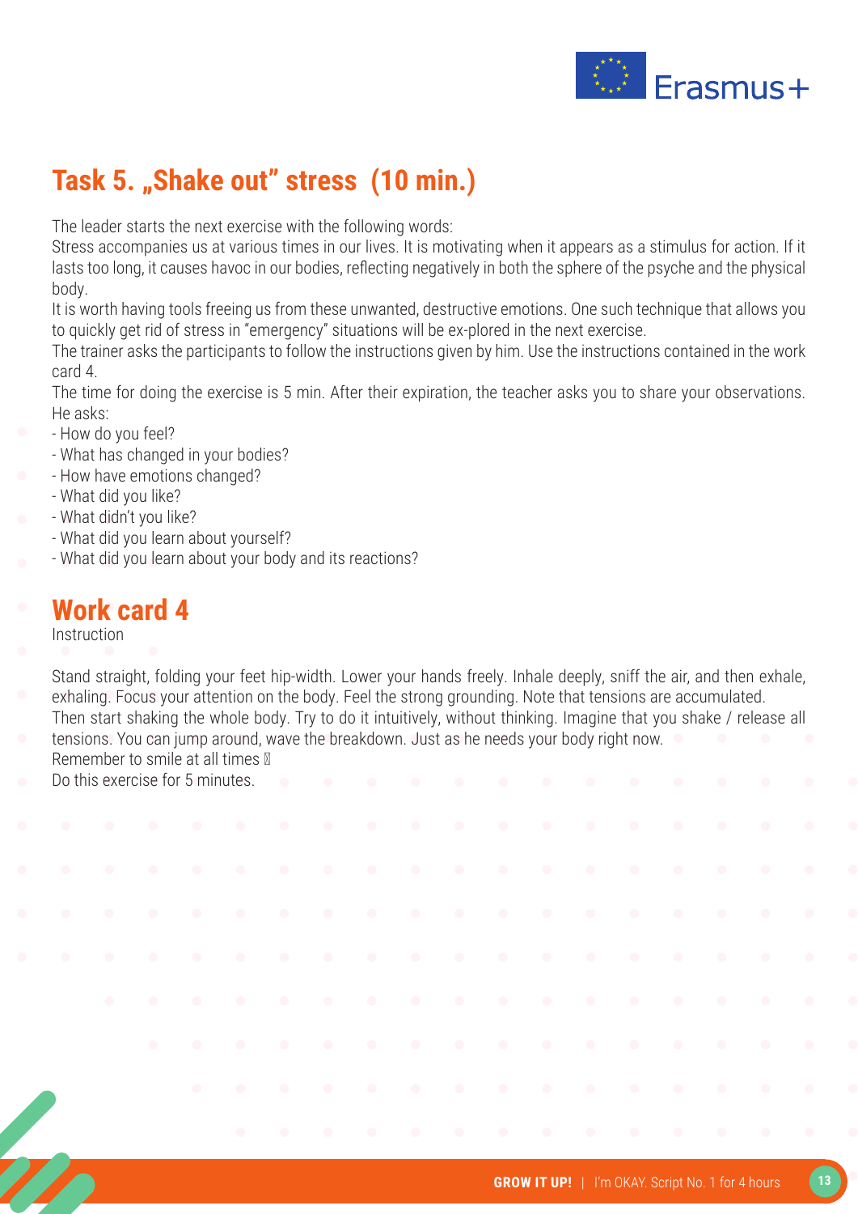## Task 5. „Shake out” stress (10 min.)

The leader starts the next exercise with the following words:
Stress accompanies us at various times in our lives. It is motivating when it appears as a stimulus for action. If it lasts too long, it causes havoc in our bodies, reflecting negatively in both the sphere of the psyche and the physical body.
It is worth having tools freeing us from these unwanted, destructive emotions. One such technique that allows you to quickly get rid of stress in "emergency" situations will be ex-plored in the next exercise.
The trainer asks the participants to follow the instructions given by him. Use the instructions contained in the work card 4.
The time for doing the exercise is 5 min. After their expiration, the teacher asks you to share your observations. He asks:
- How do you feel?
- What has changed in your bodies?
- How have emotions changed?
- What did you like?
- What didn't you like?
- What did you learn about yourself?
- What did you learn about your body and its reactions?

## Work card 4

Instruction

Stand straight, folding your feet hip-width. Lower your hands freely. Inhale deeply, sniff the air, and then exhale, exhaling. Focus your attention on the body. Feel the strong grounding. Note that tensions are accumulated.
Then start shaking the whole body. Try to do it intuitively, without thinking. Imagine that you shake / release all tensions. You can jump around, wave the breakdown. Just as he needs your body right now.
Remember to smile at all times 
Do this exercise for 5 minutes.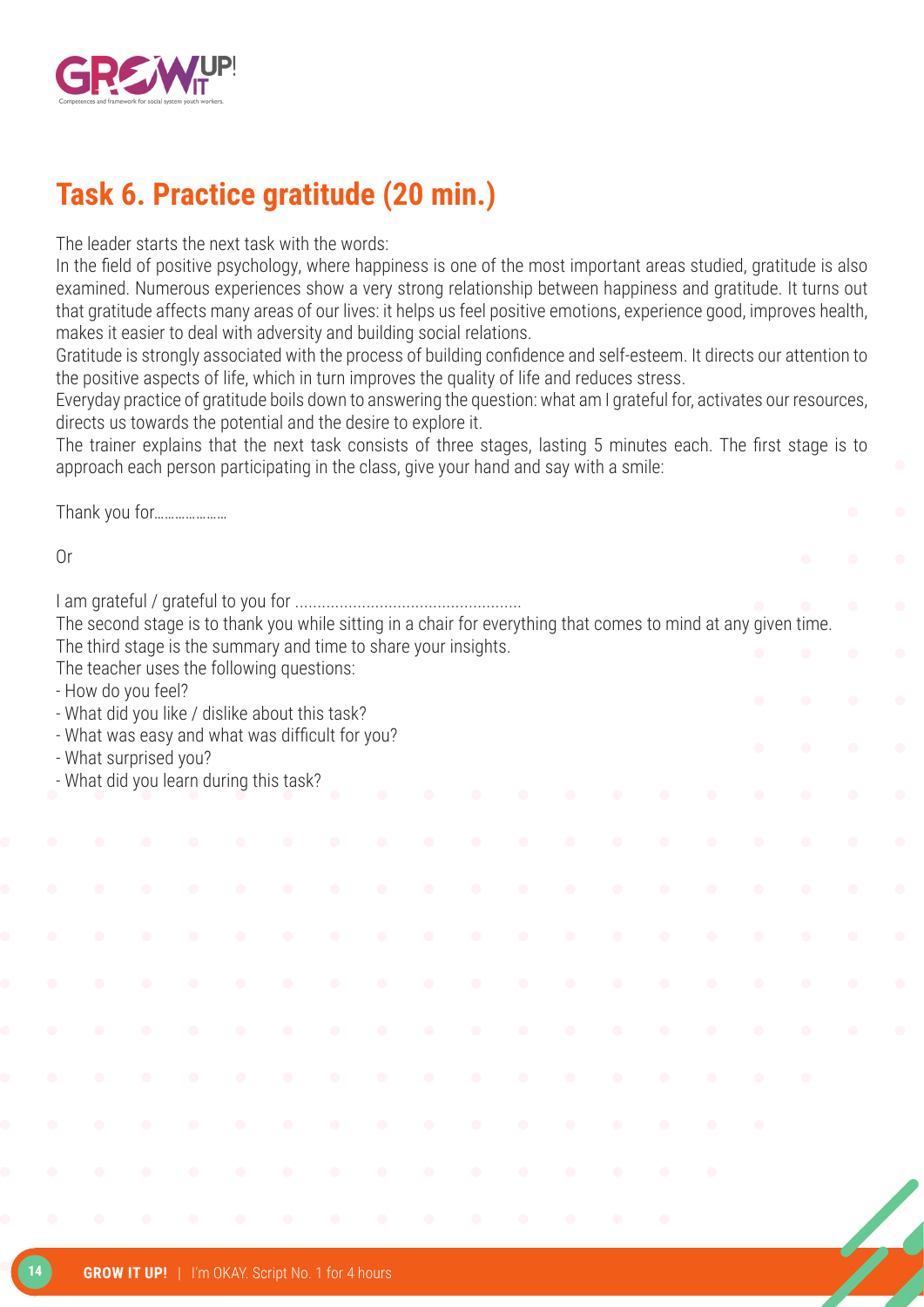## Task 6. Practice gratitude (20 min.)

The leader starts the next task with the words:

In the field of positive psychology, where happiness is one of the most important areas studied, gratitude is also examined. Numerous experiences show a very strong relationship between happiness and gratitude. It turns out that gratitude affects many areas of our lives: it helps us feel positive emotions, experience good, improves health, makes it easier to deal with adversity and building social relations.

Gratitude is strongly associated with the process of building confidence and self-esteem. It directs our attention to the positive aspects of life, which in turn improves the quality of life and reduces stress.

Everyday practice of gratitude boils down to answering the question: what am I grateful for, activates our resources, directs us towards the potential and the desire to explore it.

The trainer explains that the next task consists of three stages, lasting 5 minutes each. The first stage is to approach each person participating in the class, give your hand and say with a smile:

Thank you for…………………

Or

I am grateful / grateful to you for ..................................................

The second stage is to thank you while sitting in a chair for everything that comes to mind at any given time.

The third stage is the summary and time to share your insights.

The teacher uses the following questions:

- How do you feel?
- What did you like / dislike about this task?
- What was easy and what was difficult for you?
- What surprised you?
- What did you learn during this task?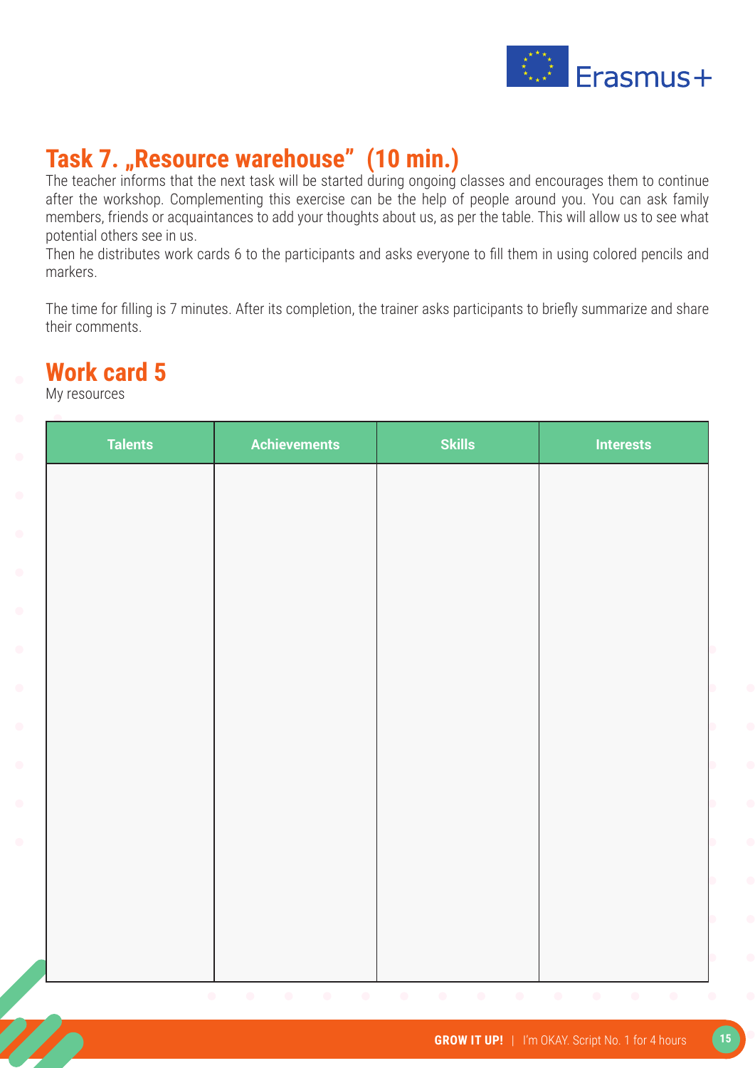## Task 7. „Resource warehouse” (10 min.)

The teacher informs that the next task will be started during ongoing classes and encourages them to continue after the workshop. Complementing this exercise can be the help of people around you. You can ask family members, friends or acquaintances to add your thoughts about us, as per the table. This will allow us to see what potential others see in us.
Then he distributes work cards 6 to the participants and asks everyone to fill them in using colored pencils and markers.

The time for filling is 7 minutes. After its completion, the trainer asks participants to briefly summarize and share their comments.

## Work card 5

My resources

| Talents | Achievements | Skills | Interests |
| --- | --- | --- | --- |
| | | | |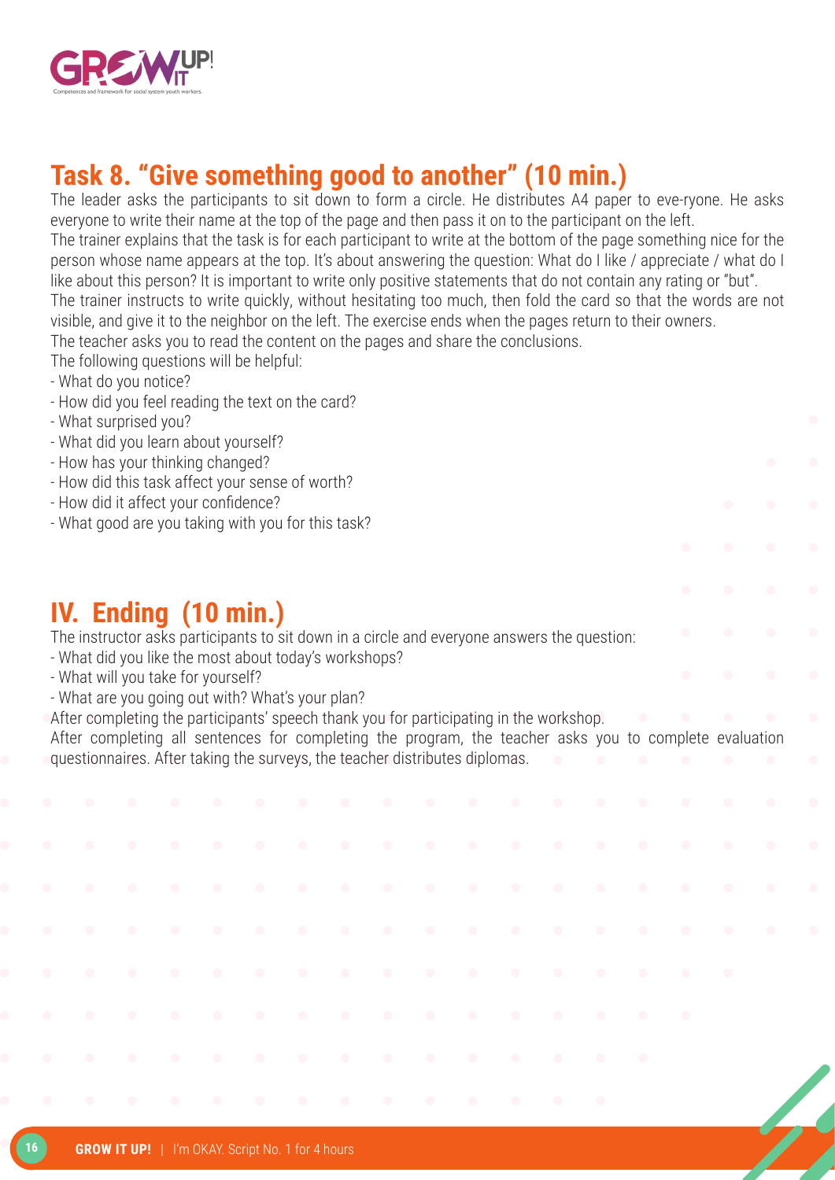## Task 8. "Give something good to another" (10 min.)

The leader asks the participants to sit down to form a circle. He distributes A4 paper to eve-ryone. He asks everyone to write their name at the top of the page and then pass it on to the participant on the left.

The trainer explains that the task is for each participant to write at the bottom of the page something nice for the person whose name appears at the top. It's about answering the question: What do I like / appreciate / what do I like about this person? It is important to write only positive statements that do not contain any rating or "but".

The trainer instructs to write quickly, without hesitating too much, then fold the card so that the words are not visible, and give it to the neighbor on the left. The exercise ends when the pages return to their owners.

The teacher asks you to read the content on the pages and share the conclusions.

The following questions will be helpful:

- What do you notice?
- How did you feel reading the text on the card?
- What surprised you?
- What did you learn about yourself?
- How has your thinking changed?
- How did this task affect your sense of worth?
- How did it affect your confidence?
- What good are you taking with you for this task?

## IV. Ending (10 min.)

The instructor asks participants to sit down in a circle and everyone answers the question:

- What did you like the most about today's workshops?
- What will you take for yourself?
- What are you going out with? What's your plan?

After completing the participants' speech thank you for participating in the workshop.

After completing all sentences for completing the program, the teacher asks you to complete evaluation questionnaires. After taking the surveys, the teacher distributes diplomas.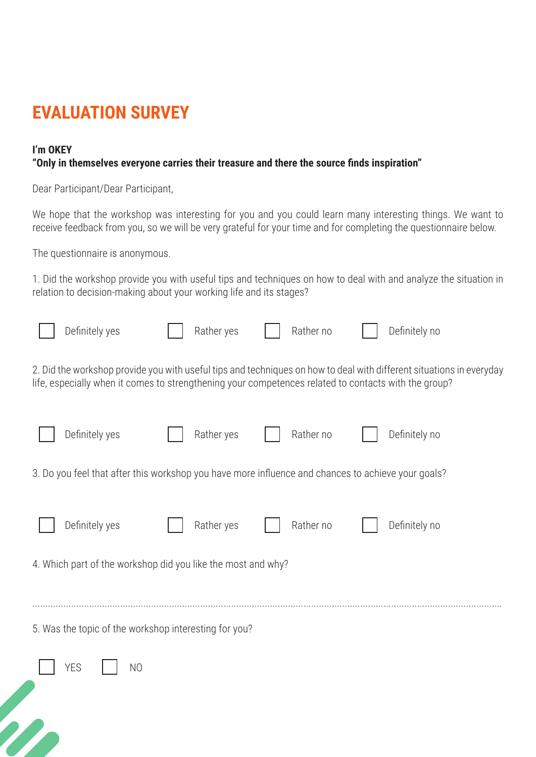# EVALUATION SURVEY

**I'm OKEY**
**"Only in themselves everyone carries their treasure and there the source finds inspiration"**

Dear Participant/Dear Participant,

We hope that the workshop was interesting for you and you could learn many interesting things. We want to receive feedback from you, so we will be very grateful for your time and for completing the questionnaire below.

The questionnaire is anonymous.

1. Did the workshop provide you with useful tips and techniques on how to deal with and analyze the situation in relation to decision-making about your working life and its stages?

☐ Definitely yes ☐ Rather yes ☐ Rather no ☐ Definitely no

2. Did the workshop provide you with useful tips and techniques on how to deal with different situations in everyday life, especially when it comes to strengthening your competences related to contacts with the group?

☐ Definitely yes ☐ Rather yes ☐ Rather no ☐ Definitely no

3. Do you feel that after this workshop you have more influence and chances to achieve your goals?

☐ Definitely yes ☐ Rather yes ☐ Rather no ☐ Definitely no

4. Which part of the workshop did you like the most and why?

.......................................................................................................................................................................

5. Was the topic of the workshop interesting for you?

☐ YES ☐ NO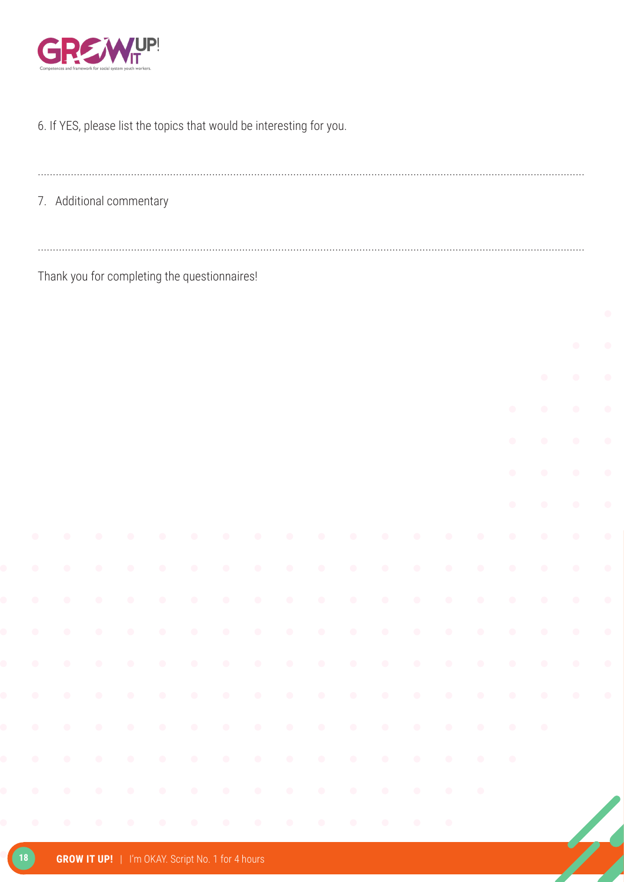6. If YES, please list the topics that would be interesting for you.

.................................................................................................................................................................................................

7. Additional commentary

.................................................................................................................................................................................................

Thank you for completing the questionnaires!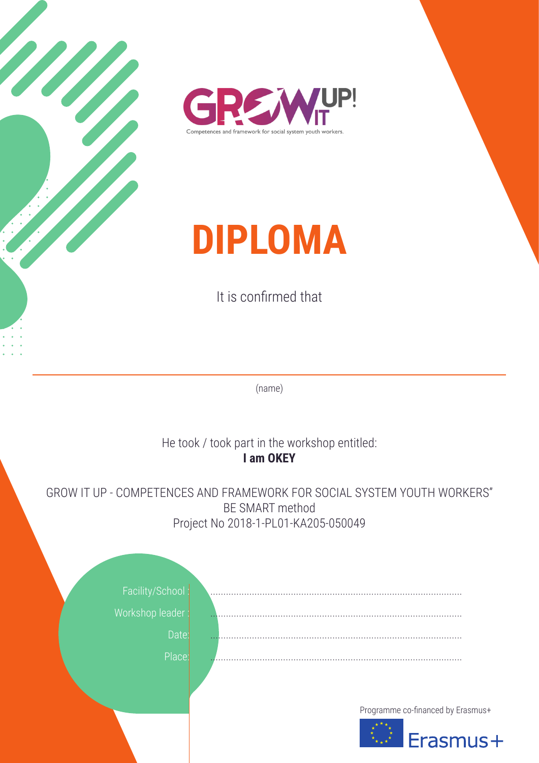GROW IT UP!

Competences and framework for social system youth workers.

# DIPLOMA

It is confirmed that

(name)

He took / took part in the workshop entitled:
**I am OKEY**

GROW IT UP - COMPETENCES AND FRAMEWORK FOR SOCIAL SYSTEM YOUTH WORKERS"
BE SMART method
Project No 2018-1-PL01-KA205-050049

Facility/School : ..............................................................................................

Workshop leader : ..............................................................................................

Date: ..............................................................................................

Place: ..............................................................................................

Programme co-financed by Erasmus+

Erasmus+